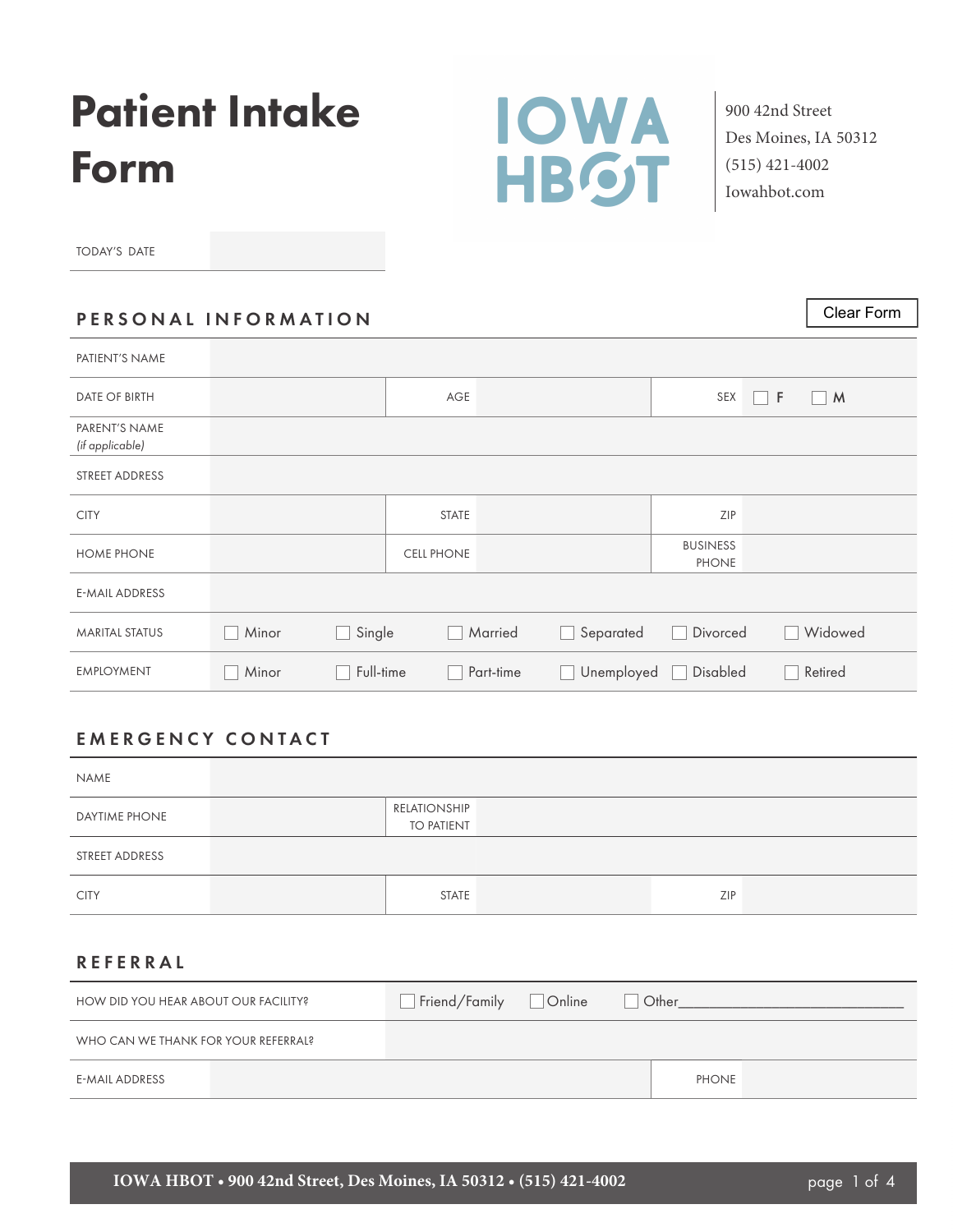# Patient Intake Form

IOWA HBOT

900 42nd Street
Des Moines, IA 50312
(515) 421-4002
Iowahbot.com

TODAY'S DATE

Clear Form

## PERSONAL INFORMATION

| | | | | | |
|---|---|---|---|---|---|
| PATIENT'S NAME | | | | | |
| DATE OF BIRTH | | AGE | | SEX | ☐ F ☐ M |
| PARENT'S NAME *(if applicable)* | | | | | |
| STREET ADDRESS | | | | | |
| CITY | | STATE | | ZIP | |
| HOME PHONE | | CELL PHONE | | BUSINESS PHONE | |
| E-MAIL ADDRESS | | | | | |

| | | | | | | |
|---|---|---|---|---|---|---|
| MARITAL STATUS | ☐ Minor | ☐ Single | ☐ Married | ☐ Separated | ☐ Divorced | ☐ Widowed |
| EMPLOYMENT | ☐ Minor | ☐ Full-time | ☐ Part-time | ☐ Unemployed | ☐ Disabled | ☐ Retired |

## EMERGENCY CONTACT

| | | | | | |
|---|---|---|---|---|---|
| NAME | | | | | |
| DAYTIME PHONE | | RELATIONSHIP TO PATIENT | | | |
| STREET ADDRESS | | | | | |
| CITY | | STATE | | ZIP | |

## REFERRAL

| | | | |
|---|---|---|---|
| HOW DID YOU HEAR ABOUT OUR FACILITY? | ☐ Friend/Family ☐ Online ☐ Other___________________________ | | |
| WHO CAN WE THANK FOR YOUR REFERRAL? | | | |
| E-MAIL ADDRESS | | PHONE | |

**IOWA HBOT • 900 42nd Street, Des Moines, IA 50312 • (515) 421-4002**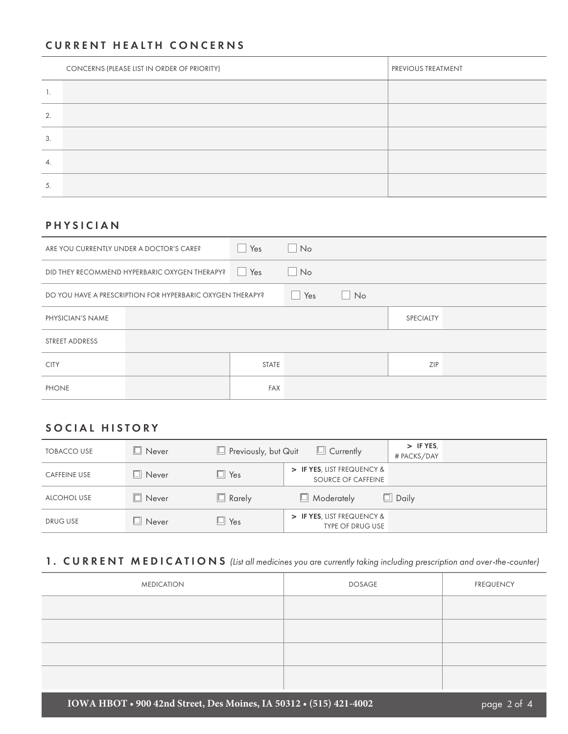## CURRENT HEALTH CONCERNS

| | CONCERNS (PLEASE LIST IN ORDER OF PRIORITY) | PREVIOUS TREATMENT |
|---|---|---|
| 1. | | |
| 2. | | |
| 3. | | |
| 4. | | |
| 5. | | |

## PHYSICIAN

| | | | | | |
|---|---|---|---|---|---|
| ARE YOU CURRENTLY UNDER A DOCTOR'S CARE? | | ☐ Yes | ☐ No | | |
| DID THEY RECOMMEND HYPERBARIC OXYGEN THERAPY? | | ☐ Yes | ☐ No | | |
| DO YOU HAVE A PRESCRIPTION FOR HYPERBARIC OXYGEN THERAPY? | | | ☐ Yes ☐ No | | |
| PHYSICIAN'S NAME | | | | SPECIALTY | |
| STREET ADDRESS | | | | | |
| CITY | | STATE | | ZIP | |
| PHONE | | FAX | | | |

## SOCIAL HISTORY

| | | | | | |
|---|---|---|---|---|---|
| TOBACCO USE | ☐ Never | ☐ Previously, but Quit | ☐ Currently | > **IF YES**, # PACKS/DAY | |
| CAFFEINE USE | ☐ Never | ☐ Yes | > **IF YES**, LIST FREQUENCY & SOURCE OF CAFFEINE | | |
| ALCOHOL USE | ☐ Never | ☐ Rarely | ☐ Moderately | ☐ Daily | |
| DRUG USE | ☐ Never | ☐ Yes | > **IF YES**, LIST FREQUENCY & TYPE OF DRUG USE | | |

## 1. CURRENT MEDICATIONS *(List all medicines you are currently taking including prescription and over-the-counter)*

| MEDICATION | DOSAGE | FREQUENCY |
|---|---|---|
| | | |
| | | |
| | | |
| | | |

**IOWA HBOT • 900 42nd Street, Des Moines, IA 50312 • (515) 421-4002**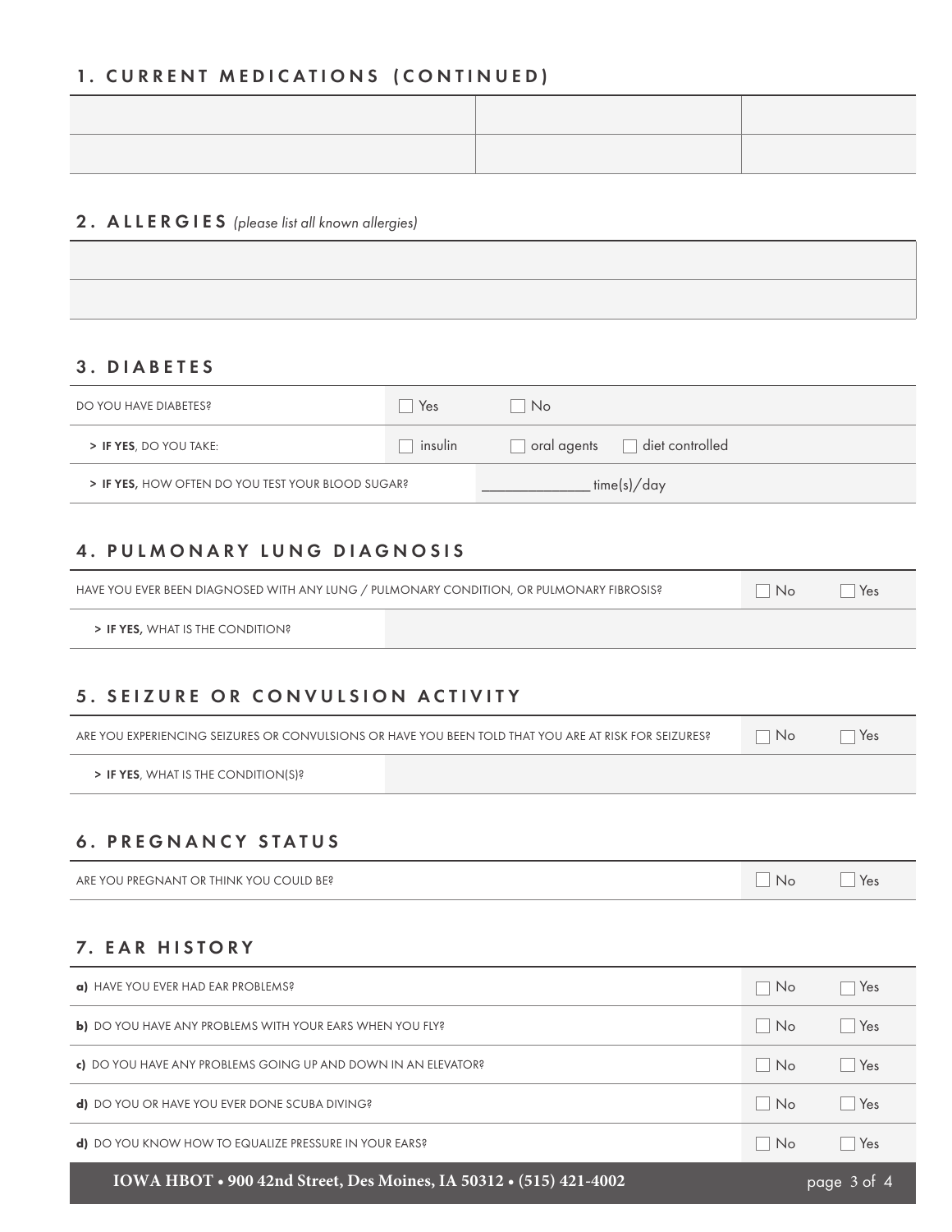## 1. CURRENT MEDICATIONS (CONTINUED)

| | | |
|---|---|---|
| | | |
| | | |

## 2. ALLERGIES *(please list all known allergies)*

| |
|---|
| |
| |

## 3. DIABETES

| | | |
|---|---|---|
| DO YOU HAVE DIABETES? | ☐ Yes | ☐ No |
| > **IF YES**, DO YOU TAKE: | ☐ insulin | ☐ oral agents ☐ diet controlled |
| > **IF YES,** HOW OFTEN DO YOU TEST YOUR BLOOD SUGAR? | | _____________ time(s)/day |

## 4. PULMONARY LUNG DIAGNOSIS

| | | |
|---|---|---|
| HAVE YOU EVER BEEN DIAGNOSED WITH ANY LUNG / PULMONARY CONDITION, OR PULMONARY FIBROSIS? | ☐ No | ☐ Yes |
| > **IF YES,** WHAT IS THE CONDITION? | | |

## 5. SEIZURE OR CONVULSION ACTIVITY

| | | |
|---|---|---|
| ARE YOU EXPERIENCING SEIZURES OR CONVULSIONS OR HAVE YOU BEEN TOLD THAT YOU ARE AT RISK FOR SEIZURES? | ☐ No | ☐ Yes |
| > **IF YES**, WHAT IS THE CONDITION(S)? | | |

## 6. PREGNANCY STATUS

| | | |
|---|---|---|
| ARE YOU PREGNANT OR THINK YOU COULD BE? | ☐ No | ☐ Yes |

## 7. EAR HISTORY

| | | |
|---|---|---|
| **a)** HAVE YOU EVER HAD EAR PROBLEMS? | ☐ No | ☐ Yes |
| **b)** DO YOU HAVE ANY PROBLEMS WITH YOUR EARS WHEN YOU FLY? | ☐ No | ☐ Yes |
| **c)** DO YOU HAVE ANY PROBLEMS GOING UP AND DOWN IN AN ELEVATOR? | ☐ No | ☐ Yes |
| **d)** DO YOU OR HAVE YOU EVER DONE SCUBA DIVING? | ☐ No | ☐ Yes |
| **d)** DO YOU KNOW HOW TO EQUALIZE PRESSURE IN YOUR EARS? | ☐ No | ☐ Yes |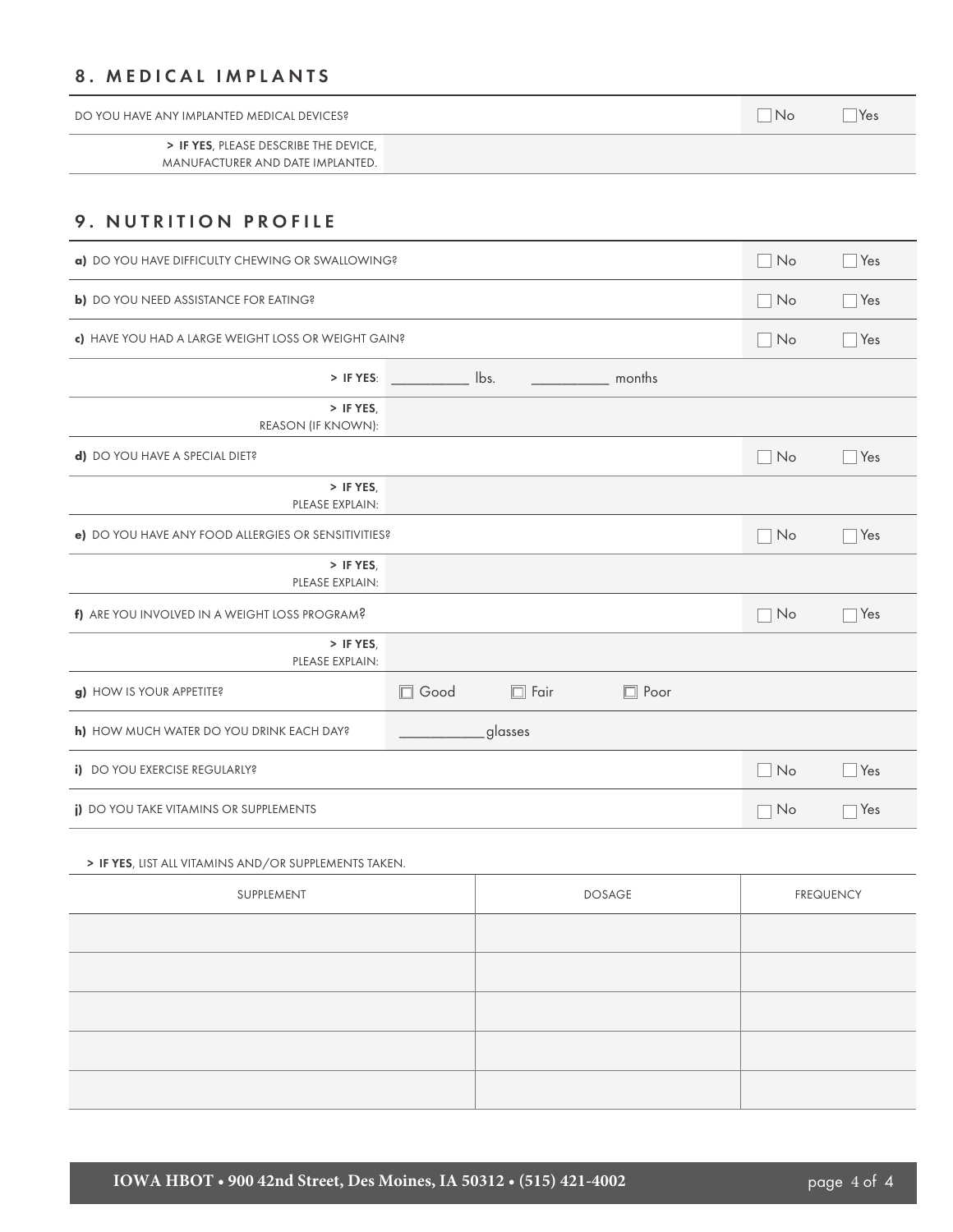## 8. MEDICAL IMPLANTS

| | | | |
|---|---|---|---|
| DO YOU HAVE ANY IMPLANTED MEDICAL DEVICES? | | ☐ No | ☐ Yes |
| > **IF YES**, PLEASE DESCRIBE THE DEVICE, MANUFACTURER AND DATE IMPLANTED. | | | |

## 9. NUTRITION PROFILE

| | | | |
|---|---|---|---|
| **a)** DO YOU HAVE DIFFICULTY CHEWING OR SWALLOWING? | | ☐ No | ☐ Yes |
| **b)** DO YOU NEED ASSISTANCE FOR EATING? | | ☐ No | ☐ Yes |
| **c)** HAVE YOU HAD A LARGE WEIGHT LOSS OR WEIGHT GAIN? | | ☐ No | ☐ Yes |
| > **IF YES**: | __________ lbs. __________ months | | |
| > **IF YES**, REASON (IF KNOWN): | | | |
| **d)** DO YOU HAVE A SPECIAL DIET? | | ☐ No | ☐ Yes |
| > **IF YES**, PLEASE EXPLAIN: | | | |
| **e)** DO YOU HAVE ANY FOOD ALLERGIES OR SENSITIVITIES? | | ☐ No | ☐ Yes |
| > **IF YES**, PLEASE EXPLAIN: | | | |
| **f)** ARE YOU INVOLVED IN A WEIGHT LOSS PROGRAM? | | ☐ No | ☐ Yes |
| > **IF YES**, PLEASE EXPLAIN: | | | |
| **g)** HOW IS YOUR APPETITE? | ☐ Good ☐ Fair ☐ Poor | | |
| **h)** HOW MUCH WATER DO YOU DRINK EACH DAY? | ___________glasses | | |
| **i)** DO YOU EXERCISE REGULARLY? | | ☐ No | ☐ Yes |
| **j)** DO YOU TAKE VITAMINS OR SUPPLEMENTS | | ☐ No | ☐ Yes |

> **IF YES**, LIST ALL VITAMINS AND/OR SUPPLEMENTS TAKEN.

| SUPPLEMENT | DOSAGE | FREQUENCY |
|---|---|---|
| | | |
| | | |
| | | |
| | | |
| | | |

**IOWA HBOT • 900 42nd Street, Des Moines, IA 50312 • (515) 421-4002**